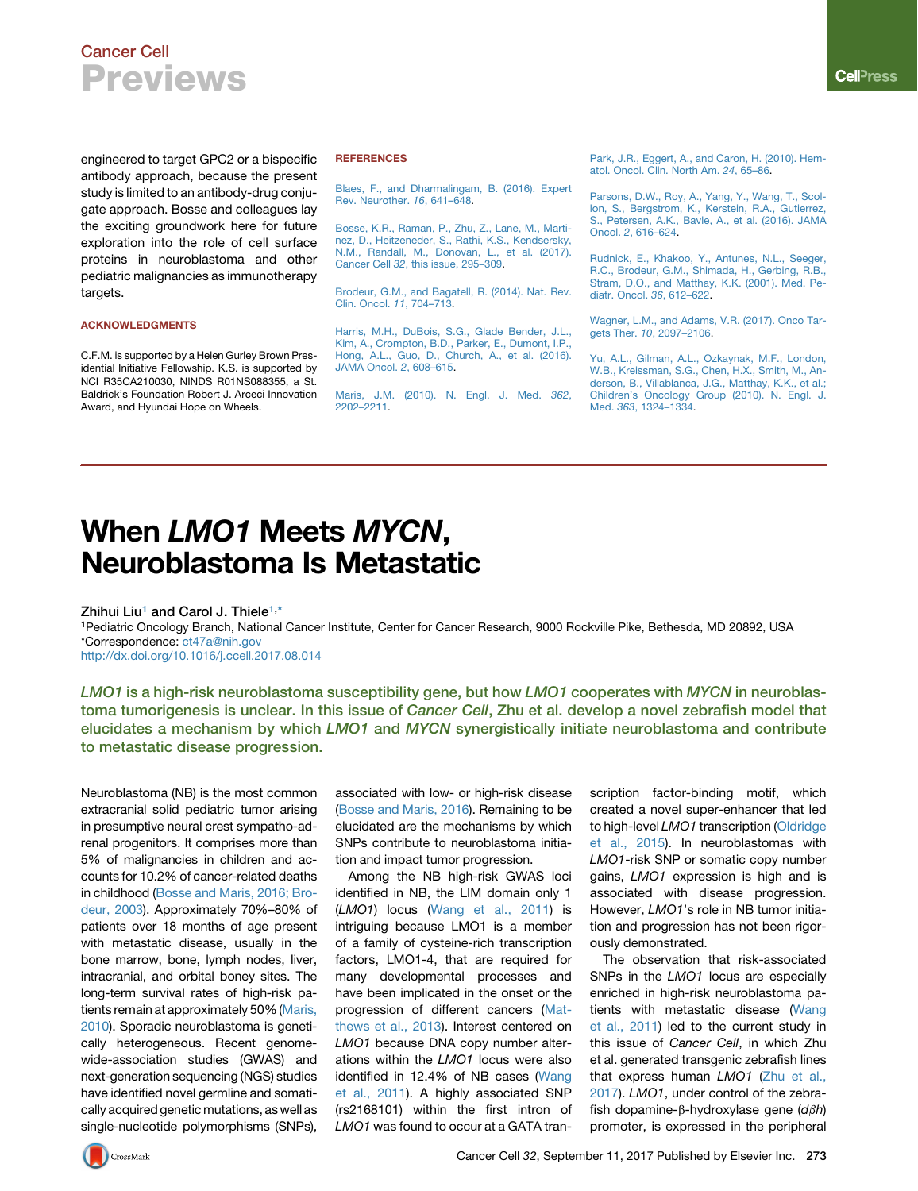engineered to target GPC2 or a bispecific antibody approach, because the present study is limited to an antibody-drug conjugate approach. Bosse and colleagues lay the exciting groundwork here for future exploration into the role of cell surface proteins in neuroblastoma and other pediatric malignancies as immunotherapy targets.

## ACKNOWLEDGMENTS

C.F.M. is supported by a Helen Gurley Brown Presidential Initiative Fellowship. K.S. is supported by NCI R35CA210030, NINDS R01NS088355, a St. Baldrick's Foundation Robert J. Arceci Innovation Award, and Hyundai Hope on Wheels.

## REFERENCES

Blaes, F., and Dharmalingam, B. (2016). Expert Rev. Neurother. *16*, 641–648.

Bosse, K.R., Raman, P., Zhu, Z., Lane, M., Martinez, D., Heitzeneder, S., Rathi, K.S., Kendsersky, N.M., Randall, M., Donovan, L., et al. (2017). Cancer Cell *32*, this issue, 295–309.

Brodeur, G.M., and Bagatell, R. (2014). Nat. Rev. Clin. Oncol. *11*, 704–713.

Harris, M.H., DuBois, S.G., Glade Bender, J.L., Kim, A., Crompton, B.D., Parker, E., Dumont, I.P., Hong, A.L., Guo, D., Church, A., et al. (2016). JAMA Oncol. *2*, 608–615.

Maris, J.M. (2010). N. Engl. J. Med. *362*, 2202–2211.

Park, J.R., Eggert, A., and Caron, H. (2010). Hematol. Oncol. Clin. North Am. *24*, 65–86.

Parsons, D.W., Roy, A., Yang, Y., Wang, T., Scollon, S., Bergstrom, K., Kerstein, R.A., Gutierrez, S., Petersen, A.K., Bavle, A., et al. (2016). JAMA Oncol. *2*, 616–624.

Rudnick, E., Khakoo, Y., Antunes, N.L., Seeger, R.C., Brodeur, G.M., Shimada, H., Gerbing, R.B., Stram, D.O., and Matthay, K.K. (2001). Med. Pediatr. Oncol. *36*, 612–622.

Wagner, L.M., and Adams, V.R. (2017). Onco Targets Ther. *10*, 2097–2106.

Yu, A.L., Gilman, A.L., Ozkaynak, M.F., London, W.B., Kreissman, S.G., Chen, H.X., Smith, M., Anderson, B., Villablanca, J.G., Matthay, K.K., et al.; Children's Oncology Group (2010). N. Engl. J. Med. *363*, 1324–1334.

---

# When *LMO1* Meets *MYCN*, Neuroblastoma Is Metastatic

**Zhihui Liu**[1] **and Carol J. Thiele**[1,*]

[1]Pediatric Oncology Branch, National Cancer Institute, Center for Cancer Research, 9000 Rockville Pike, Bethesda, MD 20892, USA
*Correspondence: ct47a@nih.gov
http://dx.doi.org/10.1016/j.ccell.2017.08.014

***LMO1* is a high-risk neuroblastoma susceptibility gene, but how *LMO1* cooperates with *MYCN* in neuroblastoma tumorigenesis is unclear. In this issue of *Cancer Cell*, Zhu et al. develop a novel zebrafish model that elucidates a mechanism by which *LMO1* and *MYCN* synergistically initiate neuroblastoma and contribute to metastatic disease progression.**

Neuroblastoma (NB) is the most common extracranial solid pediatric tumor arising in presumptive neural crest sympatho-adrenal progenitors. It comprises more than 5% of malignancies in children and accounts for 10.2% of cancer-related deaths in childhood (Bosse and Maris, 2016; Brodeur, 2003). Approximately 70%–80% of patients over 18 months of age present with metastatic disease, usually in the bone marrow, bone, lymph nodes, liver, intracranial, and orbital boney sites. The long-term survival rates of high-risk patients remain at approximately 50% (Maris, 2010). Sporadic neuroblastoma is genetically heterogeneous. Recent genome-wide-association studies (GWAS) and next-generation sequencing (NGS) studies have identified novel germline and somatically acquired genetic mutations, as well as single-nucleotide polymorphisms (SNPs), associated with low- or high-risk disease (Bosse and Maris, 2016). Remaining to be elucidated are the mechanisms by which SNPs contribute to neuroblastoma initiation and impact tumor progression.

Among the NB high-risk GWAS loci identified in NB, the LIM domain only 1 (*LMO1*) locus (Wang et al., 2011) is intriguing because LMO1 is a member of a family of cysteine-rich transcription factors, LMO1-4, that are required for many developmental processes and have been implicated in the onset or the progression of different cancers (Matthews et al., 2013). Interest centered on *LMO1* because DNA copy number alterations within the *LMO1* locus were also identified in 12.4% of NB cases (Wang et al., 2011). A highly associated SNP (rs2168101) within the first intron of *LMO1* was found to occur at a GATA transcription factor-binding motif, which created a novel super-enhancer that led to high-level *LMO1* transcription (Oldridge et al., 2015). In neuroblastomas with *LMO1*-risk SNP or somatic copy number gains, *LMO1* expression is high and is associated with disease progression. However, *LMO1*'s role in NB tumor initiation and progression has not been rigorously demonstrated.

The observation that risk-associated SNPs in the *LMO1* locus are especially enriched in high-risk neuroblastoma patients with metastatic disease (Wang et al., 2011) led to the current study in this issue of *Cancer Cell*, in which Zhu et al. generated transgenic zebrafish lines that express human *LMO1* (Zhu et al., 2017). *LMO1*, under control of the zebrafish dopamine-β-hydroxylase gene ($d\beta h$) promoter, is expressed in the peripheral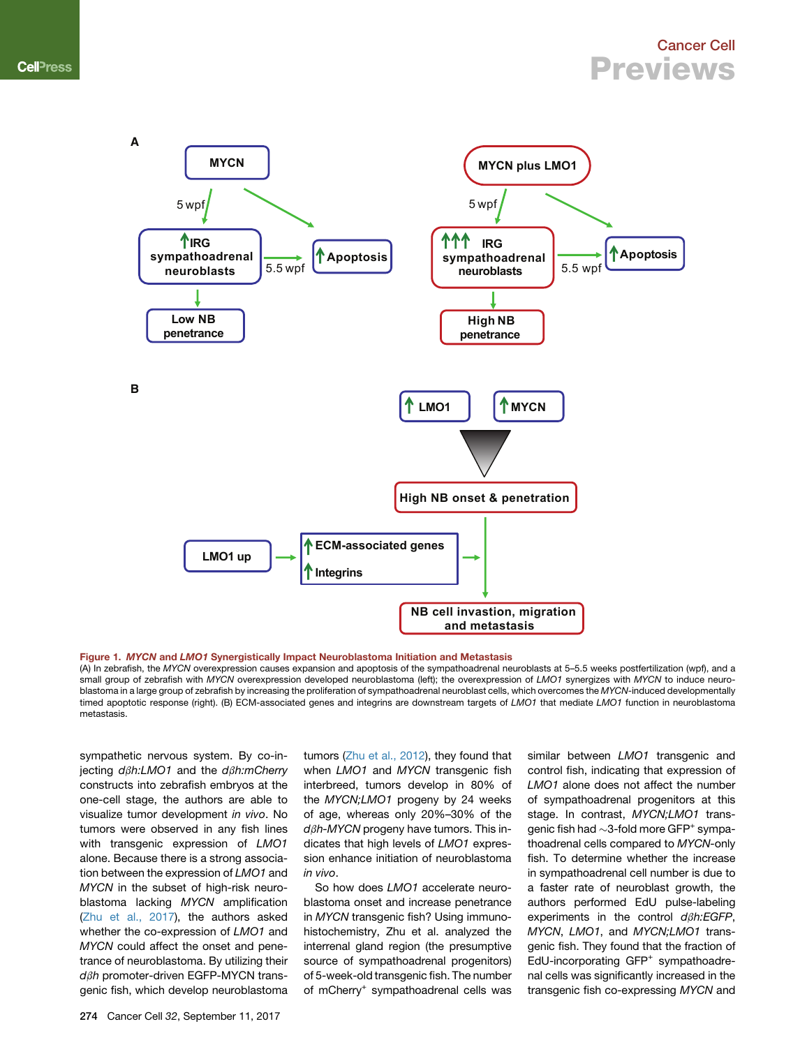**Figure 1. *MYCN* and *LMO1* Synergistically Impact Neuroblastoma Initiation and Metastasis**

(A) In zebrafish, the *MYCN* overexpression causes expansion and apoptosis of the sympathoadrenal neuroblasts at 5–5.5 weeks postfertilization (wpf), and a small group of zebrafish with *MYCN* overexpression developed neuroblastoma (left); the overexpression of *LMO1* synergizes with *MYCN* to induce neuroblastoma in a large group of zebrafish by increasing the proliferation of sympathoadrenal neuroblast cells, which overcomes the *MYCN*-induced developmentally timed apoptotic response (right). (B) ECM-associated genes and integrins are downstream targets of *LMO1* that mediate *LMO1* function in neuroblastoma metastasis.

sympathetic nervous system. By co-injecting *dβh:LMO1* and the *dβh:mCherry* constructs into zebrafish embryos at the one-cell stage, the authors are able to visualize tumor development *in vivo*. No tumors were observed in any fish lines with transgenic expression of *LMO1* alone. Because there is a strong association between the expression of *LMO1* and *MYCN* in the subset of high-risk neuroblastoma lacking *MYCN* amplification (Zhu et al., 2017), the authors asked whether the co-expression of *LMO1* and *MYCN* could affect the onset and penetrance of neuroblastoma. By utilizing their *dβh* promoter-driven EGFP-MYCN transgenic fish, which develop neuroblastoma tumors (Zhu et al., 2012), they found that when *LMO1* and *MYCN* transgenic fish interbreed, tumors develop in 80% of the *MYCN;LMO1* progeny by 24 weeks of age, whereas only 20%–30% of the *dβh-MYCN* progeny have tumors. This indicates that high levels of *LMO1* expression enhance initiation of neuroblastoma *in vivo*.

So how does *LMO1* accelerate neuroblastoma onset and increase penetrance in *MYCN* transgenic fish? Using immunohistochemistry, Zhu et al. analyzed the interrenal gland region (the presumptive source of sympathoadrenal progenitors) of 5-week-old transgenic fish. The number of mCherry$^{+}$ sympathoadrenal cells was similar between *LMO1* transgenic and control fish, indicating that expression of *LMO1* alone does not affect the number of sympathoadrenal progenitors at this stage. In contrast, *MYCN;LMO1* transgenic fish had ~3-fold more GFP$^{+}$ sympathoadrenal cells compared to *MYCN*-only fish. To determine whether the increase in sympathoadrenal cell number is due to a faster rate of neuroblast growth, the authors performed EdU pulse-labeling experiments in the control *dβh:EGFP*, *MYCN*, *LMO1*, and *MYCN;LMO1* transgenic fish. They found that the fraction of EdU-incorporating GFP$^{+}$ sympathoadrenal cells was significantly increased in the transgenic fish co-expressing *MYCN* and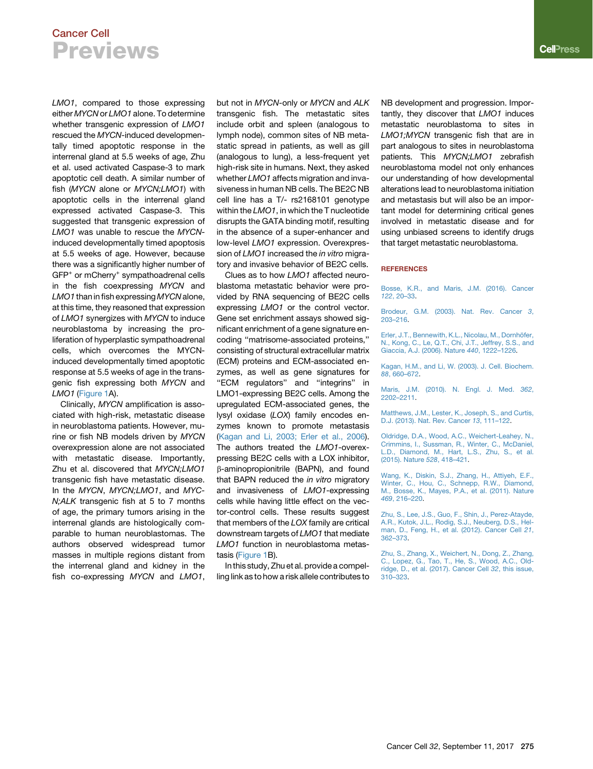*LMO1*, compared to those expressing either *MYCN* or *LMO1* alone. To determine whether transgenic expression of *LMO1* rescued the *MYCN*-induced developmentally timed apoptotic response in the interrenal gland at 5.5 weeks of age, Zhu et al. used activated Caspase-3 to mark apoptotic cell death. A similar number of fish (*MYCN* alone or *MYCN;LMO1*) with apoptotic cells in the interrenal gland expressed activated Caspase-3. This suggested that transgenic expression of *LMO1* was unable to rescue the *MYCN*-induced developmentally timed apoptosis at 5.5 weeks of age. However, because there was a significantly higher number of GFP$^+$ or mCherry$^+$ sympathoadrenal cells in the fish coexpressing *MYCN* and *LMO1* than in fish expressing *MYCN* alone, at this time, they reasoned that expression of *LMO1* synergizes with *MYCN* to induce neuroblastoma by increasing the proliferation of hyperplastic sympathoadrenal cells, which overcomes the MYCN-induced developmentally timed apoptotic response at 5.5 weeks of age in the transgenic fish expressing both *MYCN* and *LMO1* (Figure 1A).

Clinically, *MYCN* amplification is associated with high-risk, metastatic disease in neuroblastoma patients. However, murine or fish NB models driven by *MYCN* overexpression alone are not associated with metastatic disease. Importantly, Zhu et al. discovered that *MYCN;LMO1* transgenic fish have metastatic disease. In the *MYCN*, *MYCN;LMO1*, and *MYCN;ALK* transgenic fish at 5 to 7 months of age, the primary tumors arising in the interrenal glands are histologically comparable to human neuroblastomas. The authors observed widespread tumor masses in multiple regions distant from the interrenal gland and kidney in the fish co-expressing *MYCN* and *LMO1*, but not in *MYCN*-only or *MYCN* and *ALK* transgenic fish. The metastatic sites include orbit and spleen (analogous to lymph node), common sites of NB metastatic spread in patients, as well as gill (analogous to lung), a less-frequent yet high-risk site in humans. Next, they asked whether *LMO1* affects migration and invasiveness in human NB cells. The BE2C NB cell line has a T/- rs2168101 genotype within the *LMO1*, in which the T nucleotide disrupts the GATA binding motif, resulting in the absence of a super-enhancer and low-level *LMO1* expression. Overexpression of *LMO1* increased the *in vitro* migratory and invasive behavior of BE2C cells.

Clues as to how *LMO1* affected neuroblastoma metastatic behavior were provided by RNA sequencing of BE2C cells expressing *LMO1* or the control vector. Gene set enrichment assays showed significant enrichment of a gene signature encoding "matrisome-associated proteins," consisting of structural extracellular matrix (ECM) proteins and ECM-associated enzymes, as well as gene signatures for "ECM regulators" and "integrins" in LMO1-expressing BE2C cells. Among the upregulated ECM-associated genes, the lysyl oxidase (*LOX*) family encodes enzymes known to promote metastasis (Kagan and Li, 2003; Erler et al., 2006). The authors treated the *LMO1*-overexpressing BE2C cells with a LOX inhibitor, β-aminopropionitrile (BAPN), and found that BAPN reduced the *in vitro* migratory and invasiveness of *LMO1*-expressing cells while having little effect on the vector-control cells. These results suggest that members of the *LOX* family are critical downstream targets of *LMO1* that mediate *LMO1* function in neuroblastoma metastasis (Figure 1B).

In this study, Zhu et al. provide a compelling link as to how a risk allele contributes to NB development and progression. Importantly, they discover that *LMO1* induces metastatic neuroblastoma to sites in *LMO1;MYCN* transgenic fish that are in part analogous to sites in neuroblastoma patients. This *MYCN;LMO1* zebrafish neuroblastoma model not only enhances our understanding of how developmental alterations lead to neuroblastoma initiation and metastasis but will also be an important model for determining critical genes involved in metastatic disease and for using unbiased screens to identify drugs that target metastatic neuroblastoma.

## REFERENCES

Bosse, K.R., and Maris, J.M. (2016). Cancer *122*, 20–33.

Brodeur, G.M. (2003). Nat. Rev. Cancer *3*, 203–216.

Erler, J.T., Bennewith, K.L., Nicolau, M., Dornhöfer, N., Kong, C., Le, Q.T., Chi, J.T., Jeffrey, S.S., and Giaccia, A.J. (2006). Nature *440*, 1222–1226.

Kagan, H.M., and Li, W. (2003). J. Cell. Biochem. *88*, 660–672.

Maris, J.M. (2010). N. Engl. J. Med. *362*, 2202–2211.

Matthews, J.M., Lester, K., Joseph, S., and Curtis, D.J. (2013). Nat. Rev. Cancer *13*, 111–122.

Oldridge, D.A., Wood, A.C., Weichert-Leahey, N., Crimmins, I., Sussman, R., Winter, C., McDaniel, L.D., Diamond, M., Hart, L.S., Zhu, S., et al. (2015). Nature *528*, 418–421.

Wang, K., Diskin, S.J., Zhang, H., Attiyeh, E.F., Winter, C., Hou, C., Schnepp, R.W., Diamond, M., Bosse, K., Mayes, P.A., et al. (2011). Nature *469*, 216–220.

Zhu, S., Lee, J.S., Guo, F., Shin, J., Perez-Atayde, A.R., Kutok, J.L., Rodig, S.J., Neuberg, D.S., Helman, D., Feng, H., et al. (2012). Cancer Cell *21*, 362–373.

Zhu, S., Zhang, X., Weichert, N., Dong, Z., Zhang, C., Lopez, G., Tao, T., He, S., Wood, A.C., Oldridge, D., et al. (2017). Cancer Cell *32*, this issue, 310–323.